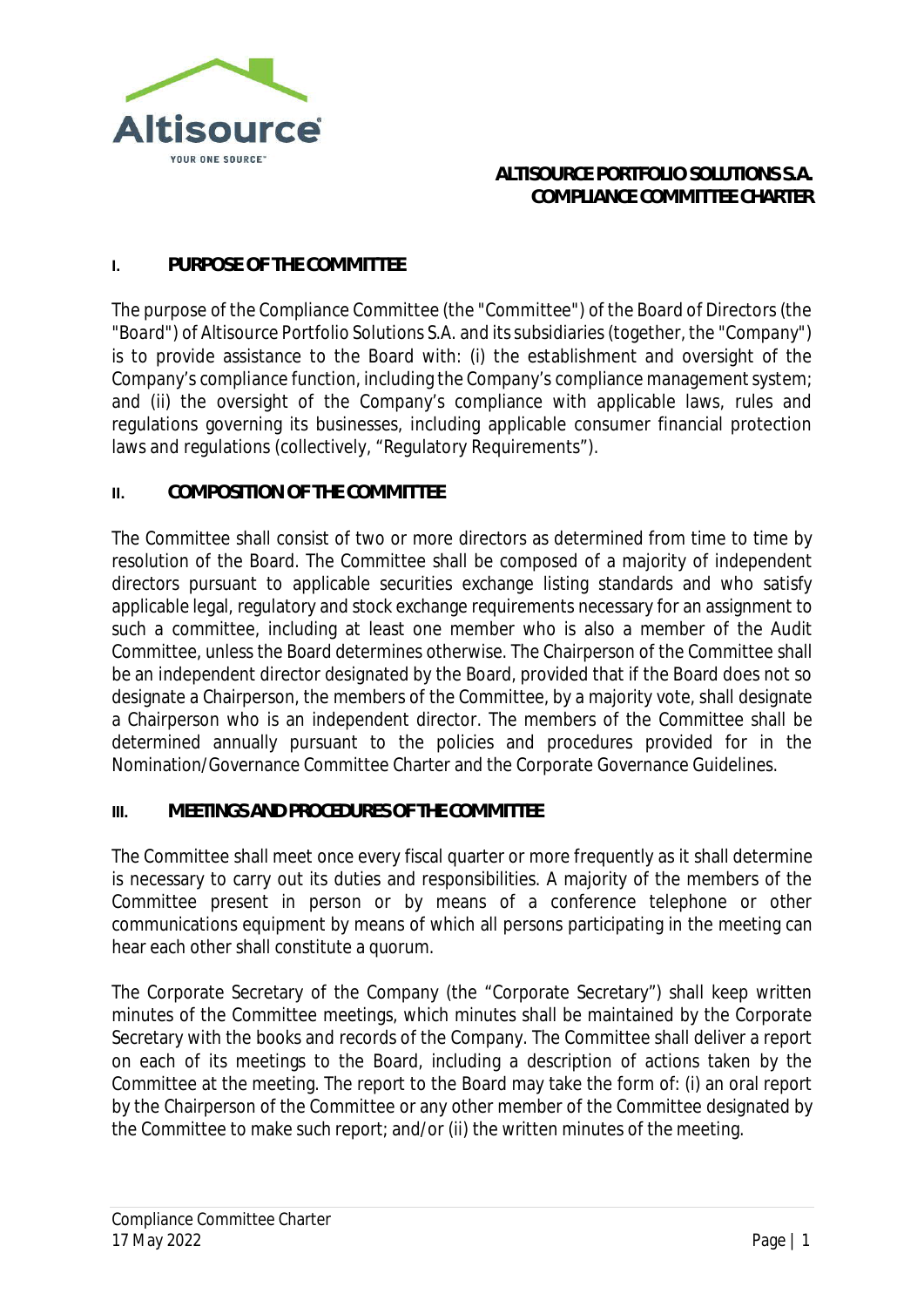# ALTISOURCE PORTFOLIO SOLUTIONS S.A.
# COMPLIANCE COMMITTEE CHARTER

## I. PURPOSE OF THE COMMITTEE

The purpose of the Compliance Committee (the "Committee") of the Board of Directors (the "Board") of Altisource Portfolio Solutions S.A. and its subsidiaries (together, the "Company") is to provide assistance to the Board with: (i) the establishment and oversight of the Company's compliance function, including the Company's compliance management system; and (ii) the oversight of the Company's compliance with applicable laws, rules and regulations governing its businesses, including applicable consumer financial protection laws and regulations (collectively, "Regulatory Requirements").

## II. COMPOSITION OF THE COMMITTEE

The Committee shall consist of two or more directors as determined from time to time by resolution of the Board. The Committee shall be composed of a majority of independent directors pursuant to applicable securities exchange listing standards and who satisfy applicable legal, regulatory and stock exchange requirements necessary for an assignment to such a committee, including at least one member who is also a member of the Audit Committee, unless the Board determines otherwise. The Chairperson of the Committee shall be an independent director designated by the Board, provided that if the Board does not so designate a Chairperson, the members of the Committee, by a majority vote, shall designate a Chairperson who is an independent director. The members of the Committee shall be determined annually pursuant to the policies and procedures provided for in the Nomination/Governance Committee Charter and the Corporate Governance Guidelines.

## III. MEETINGS AND PROCEDURES OF THE COMMITTEE

The Committee shall meet once every fiscal quarter or more frequently as it shall determine is necessary to carry out its duties and responsibilities. A majority of the members of the Committee present in person or by means of a conference telephone or other communications equipment by means of which all persons participating in the meeting can hear each other shall constitute a quorum.

The Corporate Secretary of the Company (the "Corporate Secretary") shall keep written minutes of the Committee meetings, which minutes shall be maintained by the Corporate Secretary with the books and records of the Company. The Committee shall deliver a report on each of its meetings to the Board, including a description of actions taken by the Committee at the meeting. The report to the Board may take the form of: (i) an oral report by the Chairperson of the Committee or any other member of the Committee designated by the Committee to make such report; and/or (ii) the written minutes of the meeting.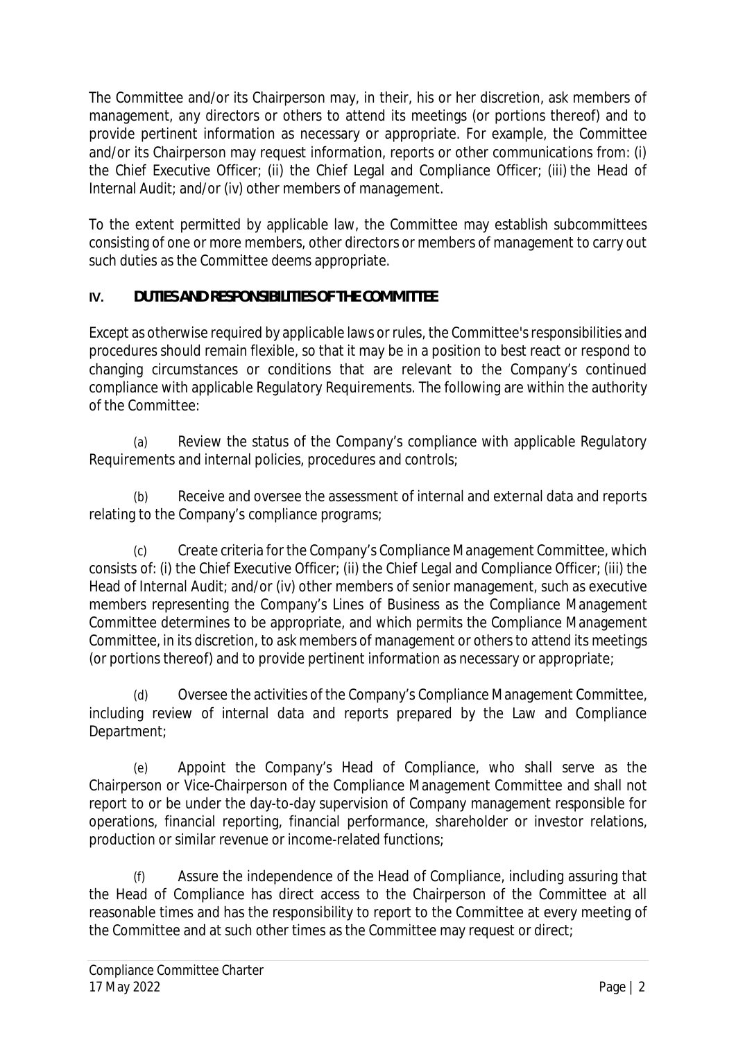The Committee and/or its Chairperson may, in their, his or her discretion, ask members of management, any directors or others to attend its meetings (or portions thereof) and to provide pertinent information as necessary or appropriate. For example, the Committee and/or its Chairperson may request information, reports or other communications from: (i) the Chief Executive Officer; (ii) the Chief Legal and Compliance Officer; (iii) the Head of Internal Audit; and/or (iv) other members of management.

To the extent permitted by applicable law, the Committee may establish subcommittees consisting of one or more members, other directors or members of management to carry out such duties as the Committee deems appropriate.

## IV. DUTIES AND RESPONSIBILITIES OF THE COMMITTEE

Except as otherwise required by applicable laws or rules, the Committee's responsibilities and procedures should remain flexible, so that it may be in a position to best react or respond to changing circumstances or conditions that are relevant to the Company's continued compliance with applicable Regulatory Requirements. The following are within the authority of the Committee:

(a) Review the status of the Company's compliance with applicable Regulatory Requirements and internal policies, procedures and controls;

(b) Receive and oversee the assessment of internal and external data and reports relating to the Company's compliance programs;

(c) Create criteria for the Company's Compliance Management Committee, which consists of: (i) the Chief Executive Officer; (ii) the Chief Legal and Compliance Officer; (iii) the Head of Internal Audit; and/or (iv) other members of senior management, such as executive members representing the Company's Lines of Business as the Compliance Management Committee determines to be appropriate, and which permits the Compliance Management Committee, in its discretion, to ask members of management or others to attend its meetings (or portions thereof) and to provide pertinent information as necessary or appropriate;

(d) Oversee the activities of the Company's Compliance Management Committee, including review of internal data and reports prepared by the Law and Compliance Department;

(e) Appoint the Company's Head of Compliance, who shall serve as the Chairperson or Vice-Chairperson of the Compliance Management Committee and shall not report to or be under the day-to-day supervision of Company management responsible for operations, financial reporting, financial performance, shareholder or investor relations, production or similar revenue or income-related functions;

(f) Assure the independence of the Head of Compliance, including assuring that the Head of Compliance has direct access to the Chairperson of the Committee at all reasonable times and has the responsibility to report to the Committee at every meeting of the Committee and at such other times as the Committee may request or direct;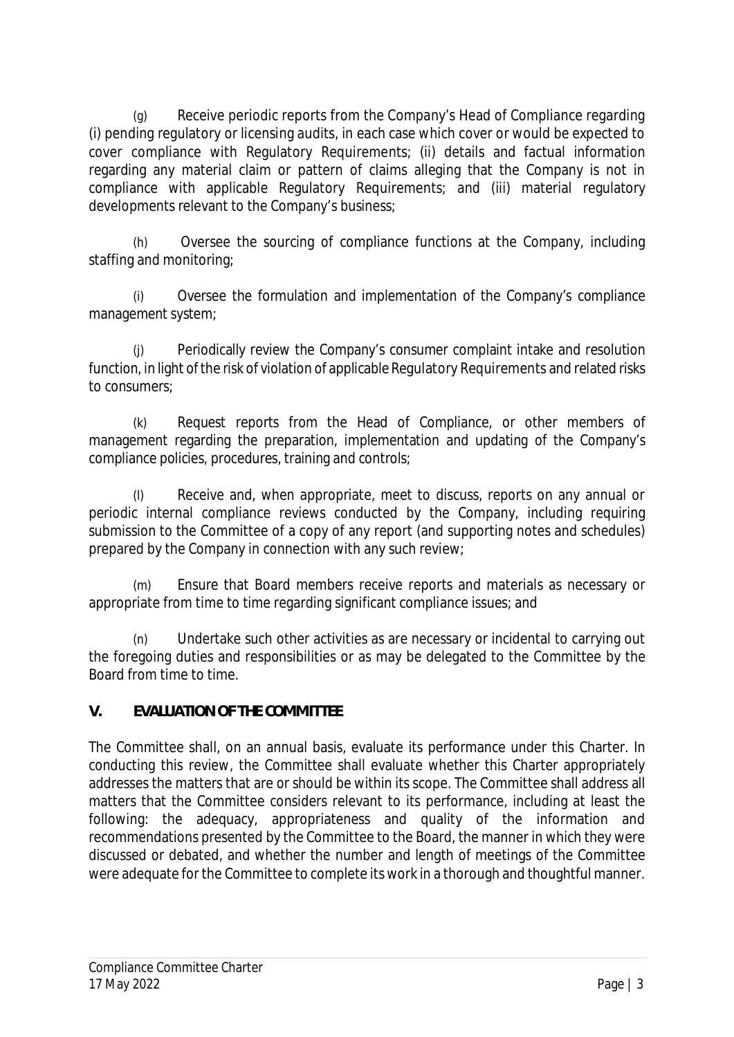(g) Receive periodic reports from the Company's Head of Compliance regarding (i) pending regulatory or licensing audits, in each case which cover or would be expected to cover compliance with Regulatory Requirements; (ii) details and factual information regarding any material claim or pattern of claims alleging that the Company is not in compliance with applicable Regulatory Requirements; and (iii) material regulatory developments relevant to the Company's business;

(h) Oversee the sourcing of compliance functions at the Company, including staffing and monitoring;

(i) Oversee the formulation and implementation of the Company's compliance management system;

(j) Periodically review the Company's consumer complaint intake and resolution function, in light of the risk of violation of applicable Regulatory Requirements and related risks to consumers;

(k) Request reports from the Head of Compliance, or other members of management regarding the preparation, implementation and updating of the Company's compliance policies, procedures, training and controls;

(l) Receive and, when appropriate, meet to discuss, reports on any annual or periodic internal compliance reviews conducted by the Company, including requiring submission to the Committee of a copy of any report (and supporting notes and schedules) prepared by the Company in connection with any such review;

(m) Ensure that Board members receive reports and materials as necessary or appropriate from time to time regarding significant compliance issues; and

(n) Undertake such other activities as are necessary or incidental to carrying out the foregoing duties and responsibilities or as may be delegated to the Committee by the Board from time to time.

## V. EVALUATION OF THE COMMITTEE

The Committee shall, on an annual basis, evaluate its performance under this Charter. In conducting this review, the Committee shall evaluate whether this Charter appropriately addresses the matters that are or should be within its scope. The Committee shall address all matters that the Committee considers relevant to its performance, including at least the following: the adequacy, appropriateness and quality of the information and recommendations presented by the Committee to the Board, the manner in which they were discussed or debated, and whether the number and length of meetings of the Committee were adequate for the Committee to complete its work in a thorough and thoughtful manner.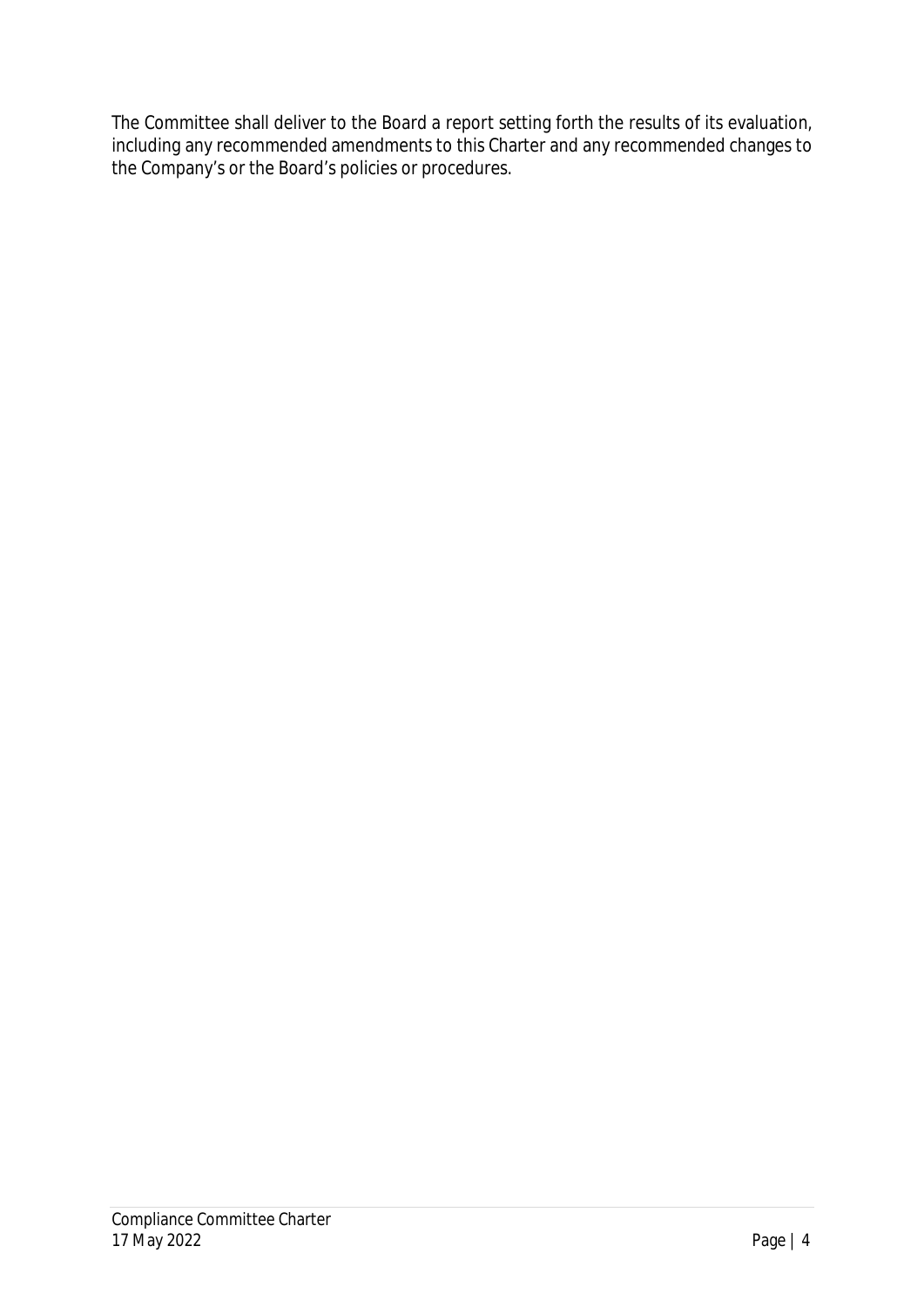The Committee shall deliver to the Board a report setting forth the results of its evaluation, including any recommended amendments to this Charter and any recommended changes to the Company's or the Board's policies or procedures.